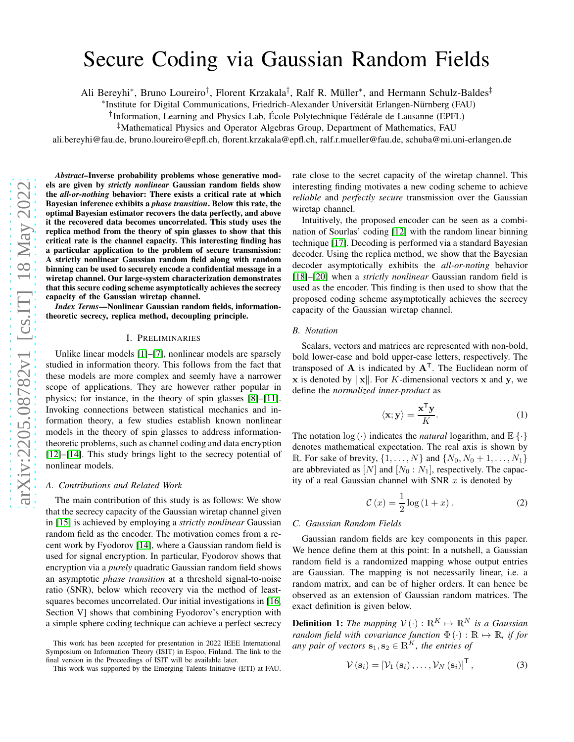# Secure Coding via Gaussian Random Fields

Ali Bereyhi[*], Bruno Loureiro[†], Florent Krzakala[†], Ralf R. Müller[*], and Hermann Schulz-Baldes[‡]

[*]Institute for Digital Communications, Friedrich-Alexander Universität Erlangen-Nürnberg (FAU)

[†]Information, Learning and Physics Lab, École Polytechnique Fédérale de Lausanne (EPFL)

[‡]Mathematical Physics and Operator Algebras Group, Department of Mathematics, FAU

ali.bereyhi@fau.de, bruno.loureiro@epfl.ch, florent.krzakala@epfl.ch, ralf.r.mueller@fau.de, schuba@mi.uni-erlangen.de

***Abstract*–Inverse probability problems whose generative models are given by *strictly nonlinear* Gaussian random fields show the *all-or-nothing* behavior: There exists a critical rate at which Bayesian inference exhibits a *phase transition*. Below this rate, the optimal Bayesian estimator recovers the data perfectly, and above it the recovered data becomes uncorrelated. This study uses the replica method from the theory of spin glasses to show that this critical rate is the channel capacity. This interesting finding has a particular application to the problem of secure transmission: A strictly nonlinear Gaussian random field along with random binning can be used to securely encode a confidential message in a wiretap channel. Our large-system characterization demonstrates that this secure coding scheme asymptotically achieves the secrecy capacity of the Gaussian wiretap channel.**

***Index Terms*—Nonlinear Gaussian random fields, information-theoretic secrecy, replica method, decoupling principle.**

## I. Preliminaries

Unlike linear models [1]–[7], nonlinear models are sparsely studied in information theory. This follows from the fact that these models are more complex and seemly have a narrower scope of applications. They are however rather popular in physics; for instance, in the theory of spin glasses [8]–[11]. Invoking connections between statistical mechanics and information theory, a few studies establish known nonlinear models in the theory of spin glasses to address information-theoretic problems, such as channel coding and data encryption [12]–[14]. This study brings light to the secrecy potential of nonlinear models.

### A. Contributions and Related Work

The main contribution of this study is as follows: We show that the secrecy capacity of the Gaussian wiretap channel given in [15] is achieved by employing a *strictly nonlinear* Gaussian random field as the encoder. The motivation comes from a recent work by Fyodorov [14], where a Gaussian random field is used for signal encryption. In particular, Fyodorov shows that encryption via a *purely* quadratic Gaussian random field shows an asymptotic *phase transition* at a threshold signal-to-noise ratio (SNR), below which recovery via the method of least-squares becomes uncorrelated. Our initial investigations in [16, Section V] shows that combining Fyodorov's encryption with a simple sphere coding technique can achieve a perfect secrecy rate close to the secret capacity of the wiretap channel. This interesting finding motivates a new coding scheme to achieve *reliable* and *perfectly secure* transmission over the Gaussian wiretap channel.

Intuitively, the proposed encoder can be seen as a combination of Sourlas' coding [12] with the random linear binning technique [17]. Decoding is performed via a standard Bayesian decoder. Using the replica method, we show that the Bayesian decoder asymptotically exhibits the *all-or-noting* behavior [18]–[20] when a *strictly nonlinear* Gaussian random field is used as the encoder. This finding is then used to show that the proposed coding scheme asymptotically achieves the secrecy capacity of the Gaussian wiretap channel.

### B. Notation

Scalars, vectors and matrices are represented with non-bold, bold lower-case and bold upper-case letters, respectively. The transposed of $\mathbf{A}$ is indicated by $\mathbf{A}^{\mathsf{T}}$. The Euclidean norm of $\mathbf{x}$ is denoted by $\|\mathbf{x}\|$. For $K$-dimensional vectors $\mathbf{x}$ and $\mathbf{y}$, we define the *normalized inner-product* as

$$\langle \mathbf{x}; \mathbf{y} \rangle = \frac{\mathbf{x}^{\mathsf{T}} \mathbf{y}}{K}. \tag{1}$$

The notation $\log(\cdot)$ indicates the *natural* logarithm, and $\mathbb{E}\{\cdot\}$ denotes mathematical expectation. The real axis is shown by $\mathbb{R}$. For sake of brevity, $\{1, \ldots, N\}$ and $\{N_0, N_0+1, \ldots, N_1\}$ are abbreviated as $[N]$ and $[N_0 : N_1]$, respectively. The capacity of a real Gaussian channel with SNR $x$ is denoted by

$$\mathcal{C}(x) = \frac{1}{2} \log(1+x). \tag{2}$$

### C. Gaussian Random Fields

Gaussian random fields are key components in this paper. We hence define them at this point: In a nutshell, a Gaussian random field is a randomized mapping whose output entries are Gaussian. The mapping is not necessarily linear, i.e. a random matrix, and can be of higher orders. It can hence be observed as an extension of Gaussian random matrices. The exact definition is given below.

**Definition 1:** *The mapping $\mathcal{V}(\cdot): \mathbb{R}^K \mapsto \mathbb{R}^N$ is a Gaussian random field with covariance function $\Phi(\cdot): \mathbb{R} \mapsto \mathbb{R}$, if for any pair of vectors $\mathbf{s}_1, \mathbf{s}_2 \in \mathbb{R}^K$, the entries of*

$$\mathcal{V}(\mathbf{s}_i) = [\mathcal{V}_1(\mathbf{s}_i), \ldots, \mathcal{V}_N(\mathbf{s}_i)]^{\mathsf{T}}, \tag{3}$$

This work has been accepted for presentation in 2022 IEEE International Symposium on Information Theory (ISIT) in Espoo, Finland. The link to the final version in the Proceedings of ISIT will be available later.

This work was supported by the Emerging Talents Initiative (ETI) at FAU.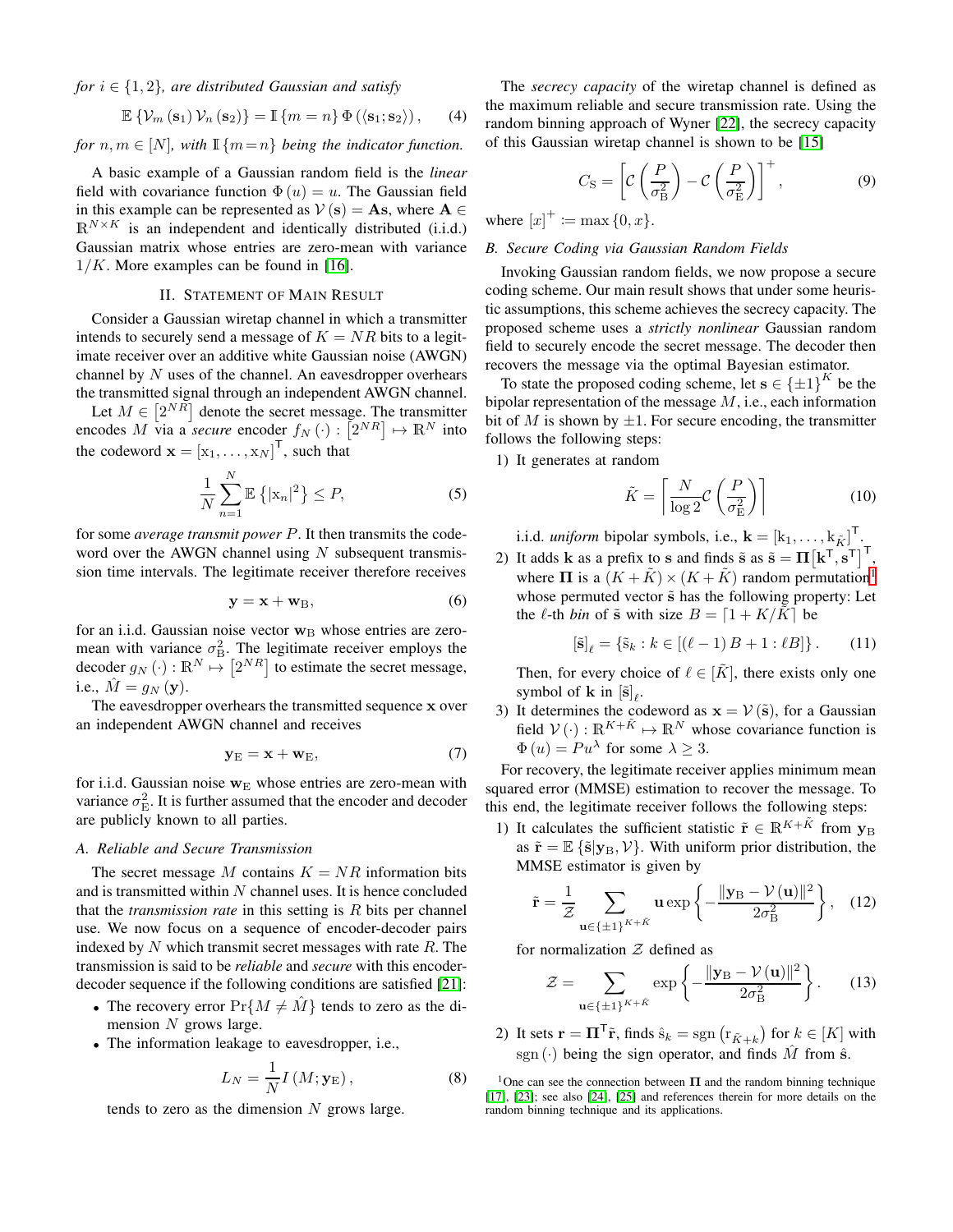*for $i \in \{1,2\}$, are distributed Gaussian and satisfy*

$$\mathbb{E}\left\{\mathcal{V}_m\left(\mathbf{s}_1\right)\mathcal{V}_n\left(\mathbf{s}_2\right)\right\} = \mathbb{I}\left\{m=n\right\}\Phi\left(\langle \mathbf{s}_1;\mathbf{s}_2\rangle\right), \tag{4}$$

*for $n,m \in [N]$, with $\mathbb{I}\{m=n\}$ being the indicator function.*

A basic example of a Gaussian random field is the *linear* field with covariance function $\Phi(u) = u$. The Gaussian field in this example can be represented as $\mathcal{V}(\mathbf{s}) = \mathbf{A}\mathbf{s}$, where $\mathbf{A} \in \mathbb{R}^{N\times K}$ is an independent and identically distributed (i.i.d.) Gaussian matrix whose entries are zero-mean with variance $1/K$. More examples can be found in [16].

## II. Statement of Main Result

Consider a Gaussian wiretap channel in which a transmitter intends to securely send a message of $K = NR$ bits to a legitimate receiver over an additive white Gaussian noise (AWGN) channel by $N$ uses of the channel. An eavesdropper overhears the transmitted signal through an independent AWGN channel.

Let $M \in \left[2^{NR}\right]$ denote the secret message. The transmitter encodes $M$ via a *secure* encoder $f_N(\cdot) : \left[2^{NR}\right] \mapsto \mathbb{R}^N$ into the codeword $\mathbf{x} = [\mathrm{x}_1,\ldots,\mathrm{x}_N]^{\mathsf{T}}$, such that

$$\frac{1}{N}\sum_{n=1}^{N}\mathbb{E}\left\{|\mathrm{x}_n|^2\right\} \leq P, \tag{5}$$

for some *average transmit power* $P$. It then transmits the codeword over the AWGN channel using $N$ subsequent transmission time intervals. The legitimate receiver therefore receives

$$\mathbf{y} = \mathbf{x} + \mathbf{w}_{\mathrm{B}}, \tag{6}$$

for an i.i.d. Gaussian noise vector $\mathbf{w}_{\mathrm{B}}$ whose entries are zero-mean with variance $\sigma_{\mathrm{B}}^2$. The legitimate receiver employs the decoder $g_N(\cdot) : \mathbb{R}^N \mapsto \left[2^{NR}\right]$ to estimate the secret message, i.e., $\hat{M} = g_N(\mathbf{y})$.

The eavesdropper overhears the transmitted sequence $\mathbf{x}$ over an independent AWGN channel and receives

$$\mathbf{y}_{\mathrm{E}} = \mathbf{x} + \mathbf{w}_{\mathrm{E}}, \tag{7}$$

for i.i.d. Gaussian noise $\mathbf{w}_{\mathrm{E}}$ whose entries are zero-mean with variance $\sigma_{\mathrm{E}}^2$. It is further assumed that the encoder and decoder are publicly known to all parties.

### A. Reliable and Secure Transmission

The secret message $M$ contains $K = NR$ information bits and is transmitted within $N$ channel uses. It is hence concluded that the *transmission rate* in this setting is $R$ bits per channel use. We now focus on a sequence of encoder-decoder pairs indexed by $N$ which transmit secret messages with rate $R$. The transmission is said to be *reliable* and *secure* with this encoder-decoder sequence if the following conditions are satisfied [21]:

- The recovery error $\Pr\{M \neq \hat{M}\}$ tends to zero as the dimension $N$ grows large.
- The information leakage to eavesdropper, i.e.,

$$L_N = \frac{1}{N} I\left(M;\mathbf{y}_{\mathrm{E}}\right), \tag{8}$$

  tends to zero as the dimension $N$ grows large.

The *secrecy capacity* of the wiretap channel is defined as the maximum reliable and secure transmission rate. Using the random binning approach of Wyner [22], the secrecy capacity of this Gaussian wiretap channel is shown to be [15]

$$C_{\mathrm{S}} = \left[\mathcal{C}\left(\frac{P}{\sigma_{\mathrm{B}}^2}\right) - \mathcal{C}\left(\frac{P}{\sigma_{\mathrm{E}}^2}\right)\right]^+, \tag{9}$$

where $[x]^+ := \max\{0,x\}$.

### B. Secure Coding via Gaussian Random Fields

Invoking Gaussian random fields, we now propose a secure coding scheme. Our main result shows that under some heuristic assumptions, this scheme achieves the secrecy capacity. The proposed scheme uses a *strictly nonlinear* Gaussian random field to securely encode the secret message. The decoder then recovers the message via the optimal Bayesian estimator.

To state the proposed coding scheme, let $\mathbf{s} \in \{\pm 1\}^K$ be the bipolar representation of the message $M$, i.e., each information bit of $M$ is shown by $\pm 1$. For secure encoding, the transmitter follows the following steps:

1) It generates at random

$$\tilde{K} = \left\lceil \frac{N}{\log 2}\mathcal{C}\left(\frac{P}{\sigma_{\mathrm{E}}^2}\right)\right\rceil \tag{10}$$

   i.i.d. *uniform* bipolar symbols, i.e., $\mathbf{k} = [\mathrm{k}_1,\ldots,\mathrm{k}_{\tilde{K}}]^{\mathsf{T}}$.

2) It adds $\mathbf{k}$ as a prefix to $\mathbf{s}$ and finds $\tilde{\mathbf{s}}$ as $\tilde{\mathbf{s}} = \mathbf{\Pi}\left[\mathbf{k}^{\mathsf{T}},\mathbf{s}^{\mathsf{T}}\right]^{\mathsf{T}}$, where $\mathbf{\Pi}$ is a $(K+\tilde{K})\times(K+\tilde{K})$ random permutation[1] whose permuted vector $\tilde{\mathbf{s}}$ has the following property: Let the $\ell$-th *bin* of $\tilde{\mathbf{s}}$ with size $B = \lceil 1 + K/\tilde{K}\rceil$ be

$$[\tilde{\mathbf{s}}]_\ell = \{\tilde{\mathrm{s}}_k : k \in [(\ell-1)B+1 : \ell B]\}. \tag{11}$$

   Then, for every choice of $\ell \in [\tilde{K}]$, there exists only one symbol of $\mathbf{k}$ in $[\tilde{\mathbf{s}}]_\ell$.

3) It determines the codeword as $\mathbf{x} = \mathcal{V}(\tilde{\mathbf{s}})$, for a Gaussian field $\mathcal{V}(\cdot) : \mathbb{R}^{K+\tilde{K}} \mapsto \mathbb{R}^N$ whose covariance function is $\Phi(u) = Pu^\lambda$ for some $\lambda \geq 3$.

For recovery, the legitimate receiver applies minimum mean squared error (MMSE) estimation to recover the message. To this end, the legitimate receiver follows the following steps:

1) It calculates the sufficient statistic $\tilde{\mathbf{r}} \in \mathbb{R}^{K+\tilde{K}}$ from $\mathbf{y}_{\mathrm{B}}$ as $\tilde{\mathbf{r}} = \mathbb{E}\{\tilde{\mathbf{s}}|\mathbf{y}_{\mathrm{B}},\mathcal{V}\}$. With uniform prior distribution, the MMSE estimator is given by

$$\tilde{\mathbf{r}} = \frac{1}{\mathcal{Z}}\sum_{\mathbf{u}\in\{\pm1\}^{K+\tilde{K}}} \mathbf{u}\exp\left\{-\frac{\|\mathbf{y}_{\mathrm{B}} - \mathcal{V}(\mathbf{u})\|^2}{2\sigma_{\mathrm{B}}^2}\right\}, \tag{12}$$

   for normalization $\mathcal{Z}$ defined as

$$\mathcal{Z} = \sum_{\mathbf{u}\in\{\pm1\}^{K+\tilde{K}}} \exp\left\{-\frac{\|\mathbf{y}_{\mathrm{B}} - \mathcal{V}(\mathbf{u})\|^2}{2\sigma_{\mathrm{B}}^2}\right\}. \tag{13}$$

2) It sets $\mathbf{r} = \mathbf{\Pi}^{\mathsf{T}}\tilde{\mathbf{r}}$, finds $\hat{\mathrm{s}}_k = \mathrm{sgn}\left(\mathrm{r}_{\tilde{K}+k}\right)$ for $k \in [K]$ with $\mathrm{sgn}(\cdot)$ being the sign operator, and finds $\hat{M}$ from $\hat{\mathbf{s}}$.

[1] One can see the connection between $\mathbf{\Pi}$ and the random binning technique [17], [23]; see also [24], [25] and references therein for more details on the random binning technique and its applications.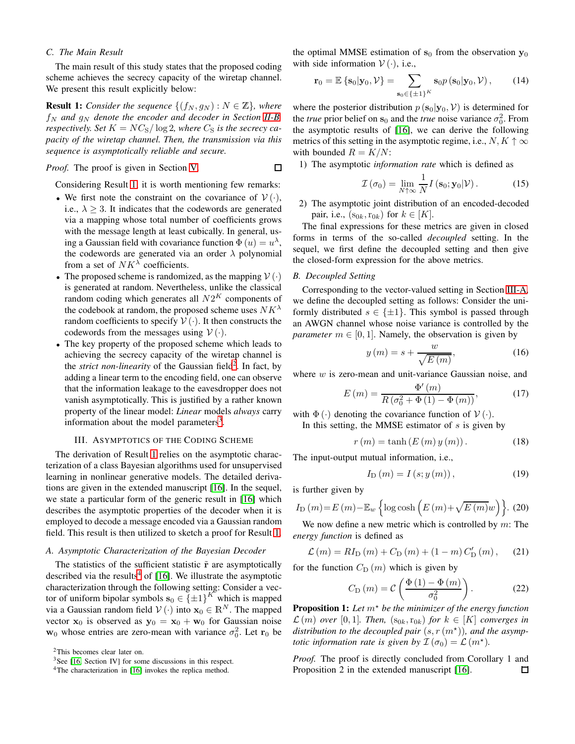### C. The Main Result

The main result of this study states that the proposed coding scheme achieves the secrecy capacity of the wiretap channel. We present this result explicitly below:

**Result 1:** *Consider the sequence $\{(f_N, g_N) : N \in \mathbb{Z}\}$, where $f_N$ and $g_N$ denote the encoder and decoder in Section II-B respectively. Set $K = NC_S / \log 2$, where $C_S$ is the secrecy capacity of the wiretap channel. Then, the transmission via this sequence is asymptotically reliable and secure.*

*Proof.* The proof is given in Section V. ◻

Considering Result 1, it is worth mentioning few remarks:

- We first note the constraint on the covariance of $\mathcal{V}(\cdot)$, i.e., $\lambda \geq 3$. It indicates that the codewords are generated via a mapping whose total number of coefficients grows with the message length at least cubically. In general, using a Gaussian field with covariance function $\Phi(u) = u^\lambda$, the codewords are generated via an order $\lambda$ polynomial from a set of $NK^\lambda$ coefficients.
- The proposed scheme is randomized, as the mapping $\mathcal{V}(\cdot)$ is generated at random. Nevertheless, unlike the classical random coding which generates all $N2^K$ components of the codebook at random, the proposed scheme uses $NK^\lambda$ random coefficients to specify $\mathcal{V}(\cdot)$. It then constructs the codewords from the messages using $\mathcal{V}(\cdot)$.
- The key property of the proposed scheme which leads to achieving the secrecy capacity of the wiretap channel is the *strict non-linearity* of the Gaussian field[2]. In fact, by adding a linear term to the encoding field, one can observe that the information leakage to the eavesdropper does not vanish asymptotically. This is justified by a rather known property of the linear model: *Linear* models *always* carry information about the model parameters[3].

## III. Asymptotics of the Coding Scheme

The derivation of Result 1 relies on the asymptotic characterization of a class Bayesian algorithms used for unsupervised learning in nonlinear generative models. The detailed derivations are given in the extended manuscript [16]. In the sequel, we state a particular form of the generic result in [16] which describes the asymptotic properties of the decoder when it is employed to decode a message encoded via a Gaussian random field. This result is then utilized to sketch a proof for Result 1.

### A. Asymptotic Characterization of the Bayesian Decoder

The statistics of the sufficient statistic $\tilde{\mathbf{r}}$ are asymptotically described via the results[4] of [16]. We illustrate the asymptotic characterization through the following setting: Consider a vector of uniform bipolar symbols $\mathbf{s}_0 \in \{\pm 1\}^K$ which is mapped via a Gaussian random field $\mathcal{V}(\cdot)$ into $\mathbf{x}_0 \in \mathbb{R}^N$. The mapped vector $\mathbf{x}_0$ is observed as $\mathbf{y}_0 = \mathbf{x}_0 + \mathbf{w}_0$ for Gaussian noise $\mathbf{w}_0$ whose entries are zero-mean with variance $\sigma_0^2$. Let $\mathbf{r}_0$ be the optimal MMSE estimation of $\mathbf{s}_0$ from the observation $\mathbf{y}_0$ with side information $\mathcal{V}(\cdot)$, i.e.,

$$\mathbf{r}_0 = \mathbb{E}\{\mathbf{s}_0 | \mathbf{y}_0, \mathcal{V}\} = \sum_{\mathbf{s}_0 \in \{\pm 1\}^K} \mathbf{s}_0 p(\mathbf{s}_0 | \mathbf{y}_0, \mathcal{V}), \tag{14}$$

where the posterior distribution $p(\mathbf{s}_0|\mathbf{y}_0, \mathcal{V})$ is determined for the *true* prior belief on $\mathbf{s}_0$ and the *true* noise variance $\sigma_0^2$. From the asymptotic results of [16], we can derive the following metrics of this setting in the asymptotic regime, i.e., $N, K \uparrow \infty$ with bounded $R = K/N$:

1) The asymptotic *information rate* which is defined as

$$\mathcal{I}(\sigma_0) = \lim_{N \uparrow \infty} \frac{1}{N} I(\mathbf{s}_0; \mathbf{y}_0 | \mathcal{V}). \tag{15}$$

2) The asymptotic joint distribution of an encoded-decoded pair, i.e., $(\mathrm{s}_{0k}, \mathrm{r}_{0k})$ for $k \in [K]$.

The final expressions for these metrics are given in closed forms in terms of the so-called *decoupled* setting. In the sequel, we first define the decoupled setting and then give the closed-form expression for the above metrics.

### B. Decoupled Setting

Corresponding to the vector-valued setting in Section III-A, we define the decoupled setting as follows: Consider the uniformly distributed $s \in \{\pm 1\}$. This symbol is passed through an AWGN channel whose noise variance is controlled by the *parameter* $m \in [0, 1]$. Namely, the observation is given by

$$y(m) = s + \frac{w}{\sqrt{E(m)}}, \tag{16}$$

where $w$ is zero-mean and unit-variance Gaussian noise, and

$$E(m) = \frac{\Phi'(m)}{R(\sigma_0^2 + \Phi(1) - \Phi(m))}, \tag{17}$$

with $\Phi(\cdot)$ denoting the covariance function of $\mathcal{V}(\cdot)$.

In this setting, the MMSE estimator of $s$ is given by

$$r(m) = \tanh(E(m) y(m)). \tag{18}$$

The input-output mutual information, i.e.,

$$I_{\mathrm{D}}(m) = I(s; y(m)), \tag{19}$$

is further given by

$$I_{\mathrm{D}}(m) = E(m) - \mathbb{E}_w \left\{ \log\cosh\left(E(m) + \sqrt{E(m)} w\right) \right\}. \tag{20}$$

We now define a new metric which is controlled by $m$: The *energy function* is defined as

$$\mathcal{L}(m) = R I_{\mathrm{D}}(m) + C_{\mathrm{D}}(m) + (1 - m) C'_{\mathrm{D}}(m), \tag{21}$$

for the function $C_{\mathrm{D}}(m)$ which is given by

$$C_{\mathrm{D}}(m) = \mathcal{C}\left(\frac{\Phi(1) - \Phi(m)}{\sigma_0^2}\right). \tag{22}$$

**Proposition 1:** *Let $m^\star$ be the minimizer of the energy function $\mathcal{L}(m)$ over $[0, 1]$. Then, $(\mathrm{s}_{0k}, \mathrm{r}_{0k})$ for $k \in [K]$ converges in distribution to the decoupled pair $(s, r(m^\star))$, and the asymptotic information rate is given by $\mathcal{I}(\sigma_0) = \mathcal{L}(m^\star)$.*

*Proof.* The proof is directly concluded from Corollary 1 and Proposition 2 in the extended manuscript [16]. ◻

---

[2] This becomes clear later on.

[3] See [16, Section IV] for some discussions in this respect.

[4] The characterization in [16] invokes the replica method.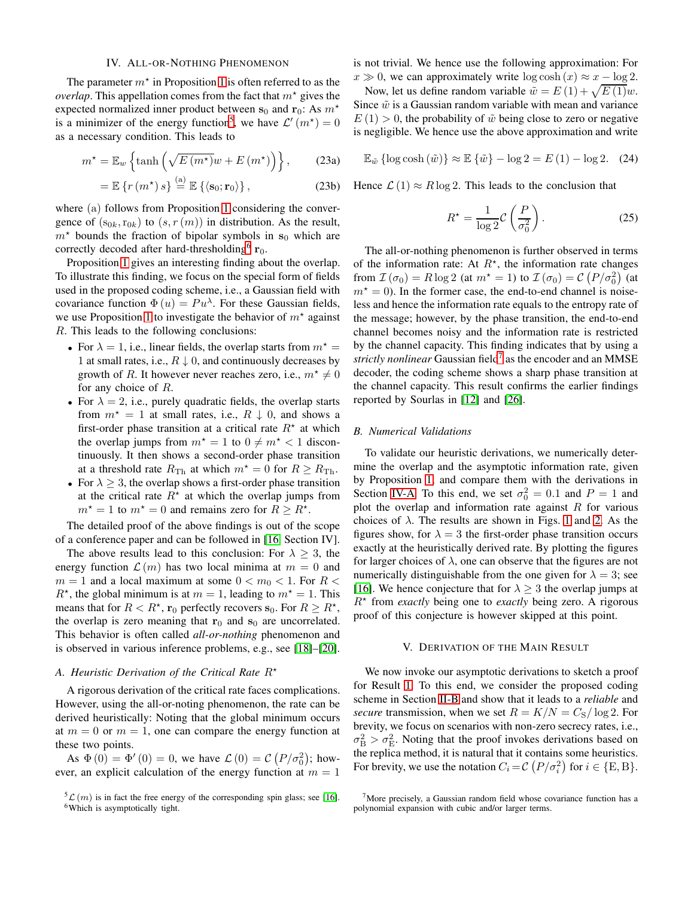## IV. All-or-Nothing Phenomenon

The parameter $m^\star$ in Proposition 1 is often referred to as the *overlap*. This appellation comes from the fact that $m^\star$ gives the expected normalized inner product between $\mathbf{s}_0$ and $\mathbf{r}_0$: As $m^\star$ is a minimizer of the energy function[5], we have $\mathcal{L}'(m^\star) = 0$ as a necessary condition. This leads to

$$m^\star = \mathbb{E}_w \left\{ \tanh\left( \sqrt{E(m^\star)} w + E(m^\star) \right) \right\}, \tag{23a}$$

$$= \mathbb{E}\left\{ r(m^\star) s \right\} \overset{\text{(a)}}{=} \mathbb{E}\left\{ \langle \mathbf{s}_0; \mathbf{r}_0 \rangle \right\}, \tag{23b}$$

where (a) follows from Proposition 1 considering the convergence of $(s_{0k}, r_{0k})$ to $(s, r(m))$ in distribution. As the result, $m^\star$ bounds the fraction of bipolar symbols in $\mathbf{s}_0$ which are correctly decoded after hard-thresholding[6] $\mathbf{r}_0$.

Proposition 1 gives an interesting finding about the overlap. To illustrate this finding, we focus on the special form of fields used in the proposed coding scheme, i.e., a Gaussian field with covariance function $\Phi(u) = Pu^\lambda$. For these Gaussian fields, we use Proposition 1 to investigate the behavior of $m^\star$ against $R$. This leads to the following conclusions:

- For $\lambda = 1$, i.e., linear fields, the overlap starts from $m^\star = 1$ at small rates, i.e., $R \downarrow 0$, and continuously decreases by growth of $R$. It however never reaches zero, i.e., $m^\star \neq 0$ for any choice of $R$.
- For $\lambda = 2$, i.e., purely quadratic fields, the overlap starts from $m^\star = 1$ at small rates, i.e., $R \downarrow 0$, and shows a first-order phase transition at a critical rate $R^\star$ at which the overlap jumps from $m^\star = 1$ to $0 \neq m^\star < 1$ discontinuously. It then shows a second-order phase transition at a threshold rate $R_{\text{Th}}$ at which $m^\star = 0$ for $R \geq R_{\text{Th}}$.
- For $\lambda \geq 3$, the overlap shows a first-order phase transition at the critical rate $R^\star$ at which the overlap jumps from $m^\star = 1$ to $m^\star = 0$ and remains zero for $R \geq R^\star$.

The detailed proof of the above findings is out of the scope of a conference paper and can be followed in [16, Section IV].

The above results lead to this conclusion: For $\lambda \geq 3$, the energy function $\mathcal{L}(m)$ has two local minima at $m = 0$ and $m = 1$ and a local maximum at some $0 < m_0 < 1$. For $R < R^\star$, the global minimum is at $m = 1$, leading to $m^\star = 1$. This means that for $R < R^\star$, $\mathbf{r}_0$ perfectly recovers $\mathbf{s}_0$. For $R \geq R^\star$, the overlap is zero meaning that $\mathbf{r}_0$ and $\mathbf{s}_0$ are uncorrelated. This behavior is often called *all-or-nothing* phenomenon and is observed in various inference problems, e.g., see [18]–[20].

### A. Heuristic Derivation of the Critical Rate $R^\star$

A rigorous derivation of the critical rate faces complications. However, using the all-or-noting phenomenon, the rate can be derived heuristically: Noting that the global minimum occurs at $m = 0$ or $m = 1$, one can compare the energy function at these two points.

As $\Phi(0) = \Phi'(0) = 0$, we have $\mathcal{L}(0) = \mathcal{C}(P/\sigma_0^2)$; however, an explicit calculation of the energy function at $m = 1$ is not trivial. We hence use the following approximation: For $x \gg 0$, we can approximately write $\log\cosh(x) \approx x - \log 2$.

Now, let us define random variable $\tilde{w} = E(1) + \sqrt{E(1)} w$. Since $\tilde{w}$ is a Gaussian random variable with mean and variance $E(1) > 0$, the probability of $\tilde{w}$ being close to zero or negative is negligible. We hence use the above approximation and write

$$\mathbb{E}_{\tilde{w}} \left\{ \log\cosh(\tilde{w}) \right\} \approx \mathbb{E}\left\{ \tilde{w} \right\} - \log 2 = E(1) - \log 2. \tag{24}$$

Hence $\mathcal{L}(1) \approx R \log 2$. This leads to the conclusion that

$$R^\star = \frac{1}{\log 2} \mathcal{C}\left( \frac{P}{\sigma_0^2} \right). \tag{25}$$

The all-or-nothing phenomenon is further observed in terms of the information rate: At $R^\star$, the information rate changes from $\mathcal{I}(\sigma_0) = R \log 2$ (at $m^\star = 1$) to $\mathcal{I}(\sigma_0) = \mathcal{C}(P/\sigma_0^2)$ (at $m^\star = 0$). In the former case, the end-to-end channel is noiseless and hence the information rate equals to the entropy rate of the message; however, by the phase transition, the end-to-end channel becomes noisy and the information rate is restricted by the channel capacity. This finding indicates that by using a *strictly nonlinear* Gaussian field[7] as the encoder and an MMSE decoder, the coding scheme shows a sharp phase transition at the channel capacity. This result confirms the earlier findings reported by Sourlas in [12] and [26].

### B. Numerical Validations

To validate our heuristic derivations, we numerically determine the overlap and the asymptotic information rate, given by Proposition 1, and compare them with the derivations in Section IV-A. To this end, we set $\sigma_0^2 = 0.1$ and $P = 1$ and plot the overlap and information rate against $R$ for various choices of $\lambda$. The results are shown in Figs. 1 and 2. As the figures show, for $\lambda = 3$ the first-order phase transition occurs exactly at the heuristically derived rate. By plotting the figures for larger choices of $\lambda$, one can observe that the figures are not numerically distinguishable from the one given for $\lambda = 3$; see [16]. We hence conjecture that for $\lambda \geq 3$ the overlap jumps at $R^\star$ from *exactly* being one to *exactly* being zero. A rigorous proof of this conjecture is however skipped at this point.

## V. Derivation of the Main Result

We now invoke our asymptotic derivations to sketch a proof for Result 1. To this end, we consider the proposed coding scheme in Section II-B and show that it leads to a *reliable* and *secure* transmission, when we set $R = K/N = C_{\text{S}}/\log 2$. For brevity, we focus on scenarios with non-zero secrecy rates, i.e., $\sigma_{\text{B}}^2 > \sigma_{\text{E}}^2$. Noting that the proof invokes derivations based on the replica method, it is natural that it contains some heuristics. For brevity, we use the notation $C_i = \mathcal{C}(P/\sigma_i^2)$ for $i \in \{\text{E}, \text{B}\}$.

---

[5] $\mathcal{L}(m)$ is in fact the free energy of the corresponding spin glass; see [16].

[6] Which is asymptotically tight.

[7] More precisely, a Gaussian random field whose covariance function has a polynomial expansion with cubic and/or larger terms.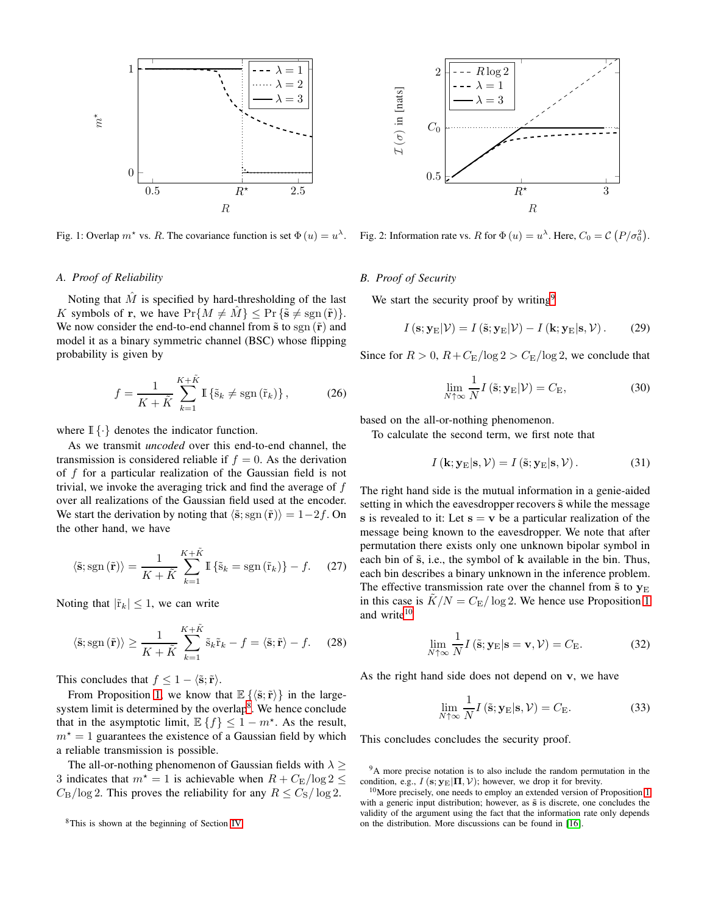Fig. 1: Overlap $m^\star$ vs. $R$. The covariance function is set $\Phi(u) = u^\lambda$.

Fig. 2: Information rate vs. $R$ for $\Phi(u) = u^\lambda$. Here, $C_0 = \mathcal{C}(P/\sigma_0^2)$.

### A. Proof of Reliability

Noting that $\hat{M}$ is specified by hard-thresholding of the last $K$ symbols of $\mathbf{r}$, we have $\Pr\{M \neq \hat{M}\} \leq \Pr\{\tilde{\mathbf{s}} \neq \mathrm{sgn}(\tilde{\mathbf{r}})\}$. We now consider the end-to-end channel from $\tilde{\mathbf{s}}$ to $\mathrm{sgn}(\tilde{\mathbf{r}})$ and model it as a binary symmetric channel (BSC) whose flipping probability is given by

$$f = \frac{1}{K+\tilde{K}} \sum_{k=1}^{K+\tilde{K}} \mathbb{I}\{\tilde{\mathrm{s}}_k \neq \mathrm{sgn}(\tilde{\mathrm{r}}_k)\}, \tag{26}$$

where $\mathbb{I}\{\cdot\}$ denotes the indicator function.

As we transmit *uncoded* over this end-to-end channel, the transmission is considered reliable if $f = 0$. As the derivation of $f$ for a particular realization of the Gaussian field is not trivial, we invoke the averaging trick and find the average of $f$ over all realizations of the Gaussian field used at the encoder. We start the derivation by noting that $\langle \tilde{\mathbf{s}}; \mathrm{sgn}(\tilde{\mathbf{r}})\rangle = 1 - 2f$. On the other hand, we have

$$\langle \tilde{\mathbf{s}}; \mathrm{sgn}(\tilde{\mathbf{r}})\rangle = \frac{1}{K+\tilde{K}} \sum_{k=1}^{K+\tilde{K}} \mathbb{I}\{\tilde{\mathrm{s}}_k = \mathrm{sgn}(\tilde{\mathrm{r}}_k)\} - f. \tag{27}$$

Noting that $|\tilde{\mathrm{r}}_k| \leq 1$, we can write

$$\langle \tilde{\mathbf{s}}; \mathrm{sgn}(\tilde{\mathbf{r}})\rangle \geq \frac{1}{K+\tilde{K}} \sum_{k=1}^{K+\tilde{K}} \tilde{\mathrm{s}}_k \tilde{\mathrm{r}}_k - f = \langle \tilde{\mathbf{s}}; \tilde{\mathbf{r}}\rangle - f. \tag{28}$$

This concludes that $f \leq 1 - \langle \tilde{\mathbf{s}}; \tilde{\mathbf{r}}\rangle$.

From Proposition 1, we know that $\mathbb{E}\{\langle \tilde{\mathbf{s}}; \tilde{\mathbf{r}}\rangle\}$ in the large-system limit is determined by the overlap[8]. We hence conclude that in the asymptotic limit, $\mathbb{E}\{f\} \leq 1 - m^\star$. As the result, $m^\star = 1$ guarantees the existence of a Gaussian field by which a reliable transmission is possible.

The all-or-nothing phenomenon of Gaussian fields with $\lambda \geq 3$ indicates that $m^\star = 1$ is achievable when $R + C_{\mathrm{E}}/\log 2 \leq C_{\mathrm{B}}/\log 2$. This proves the reliability for any $R \leq C_{\mathrm{S}}/\log 2$.

[8]This is shown at the beginning of Section IV.

### B. Proof of Security

We start the security proof by writing[9]

$$I(\mathbf{s}; \mathbf{y}_{\mathrm{E}} | \mathcal{V}) = I(\tilde{\mathbf{s}}; \mathbf{y}_{\mathrm{E}} | \mathcal{V}) - I(\mathbf{k}; \mathbf{y}_{\mathrm{E}} | \mathbf{s}, \mathcal{V}). \tag{29}$$

Since for $R > 0$, $R + C_{\mathrm{E}}/\log 2 > C_{\mathrm{E}}/\log 2$, we conclude that

$$\lim_{N \uparrow \infty} \frac{1}{N} I(\tilde{\mathbf{s}}; \mathbf{y}_{\mathrm{E}} | \mathcal{V}) = C_{\mathrm{E}}, \tag{30}$$

based on the all-or-nothing phenomenon.

To calculate the second term, we first note that

$$I(\mathbf{k}; \mathbf{y}_{\mathrm{E}} | \mathbf{s}, \mathcal{V}) = I(\tilde{\mathbf{s}}; \mathbf{y}_{\mathrm{E}} | \mathbf{s}, \mathcal{V}). \tag{31}$$

The right hand side is the mutual information in a genie-aided setting in which the eavesdropper recovers $\tilde{\mathbf{s}}$ while the message $\mathbf{s}$ is revealed to it: Let $\mathbf{s} = \mathbf{v}$ be a particular realization of the message being known to the eavesdropper. We note that after permutation there exists only one unknown bipolar symbol in each bin of $\tilde{\mathbf{s}}$, i.e., the symbol of $\mathbf{k}$ available in the bin. Thus, each bin describes a binary unknown in the inference problem. The effective transmission rate over the channel from $\tilde{\mathbf{s}}$ to $\mathbf{y}_{\mathrm{E}}$ in this case is $\tilde{K}/N = C_{\mathrm{E}}/\log 2$. We hence use Proposition 1 and write[10]

$$\lim_{N \uparrow \infty} \frac{1}{N} I(\tilde{\mathbf{s}}; \mathbf{y}_{\mathrm{E}} | \mathbf{s} = \mathbf{v}, \mathcal{V}) = C_{\mathrm{E}}. \tag{32}$$

As the right hand side does not depend on $\mathbf{v}$, we have

$$\lim_{N \uparrow \infty} \frac{1}{N} I(\tilde{\mathbf{s}}; \mathbf{y}_{\mathrm{E}} | \mathbf{s}, \mathcal{V}) = C_{\mathrm{E}}. \tag{33}$$

This concludes concludes the security proof.

[9]A more precise notation is to also include the random permutation in the condition, e.g., $I(\mathbf{s}; \mathbf{y}_{\mathrm{E}} | \mathbf{\Pi}, \mathcal{V})$; however, we drop it for brevity.

[10]More precisely, one needs to employ an extended version of Proposition 1 with a generic input distribution; however, as $\tilde{\mathbf{s}}$ is discrete, one concludes the validity of the argument using the fact that the information rate only depends on the distribution. More discussions can be found in [16].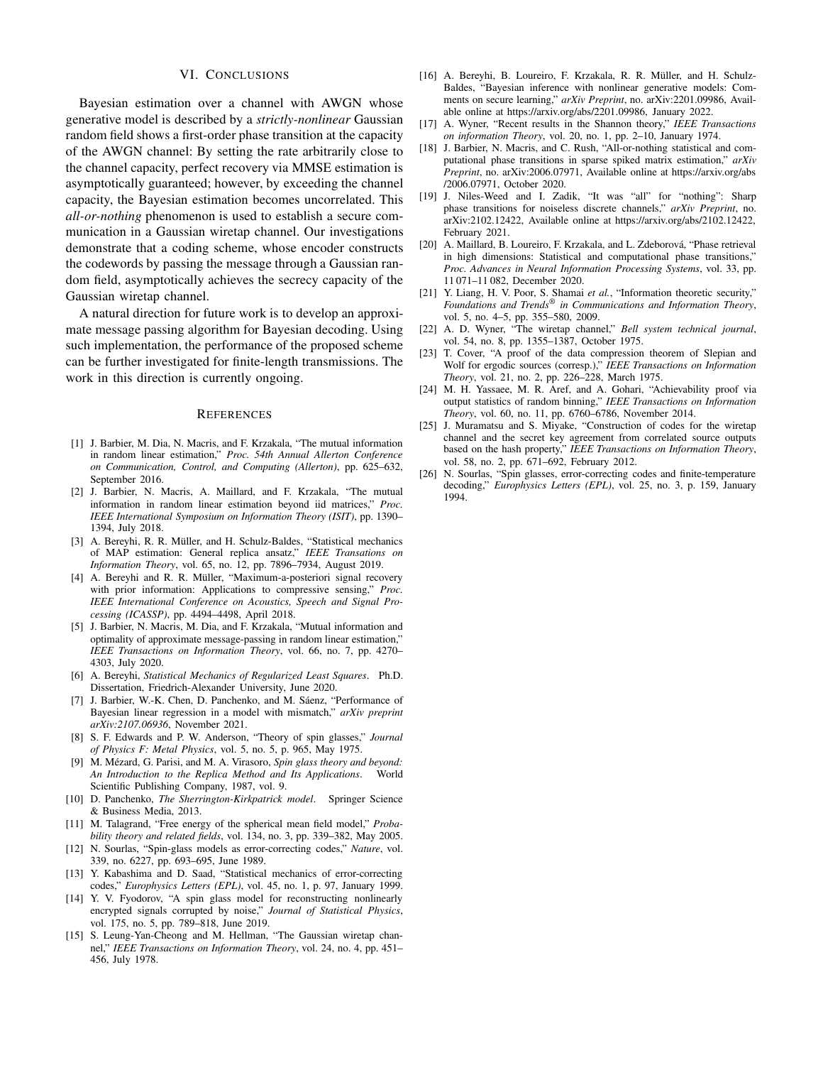## VI. Conclusions

Bayesian estimation over a channel with AWGN whose generative model is described by a *strictly-nonlinear* Gaussian random field shows a first-order phase transition at the capacity of the AWGN channel: By setting the rate arbitrarily close to the channel capacity, perfect recovery via MMSE estimation is asymptotically guaranteed; however, by exceeding the channel capacity, the Bayesian estimation becomes uncorrelated. This *all-or-nothing* phenomenon is used to establish a secure communication in a Gaussian wiretap channel. Our investigations demonstrate that a coding scheme, whose encoder constructs the codewords by passing the message through a Gaussian random field, asymptotically achieves the secrecy capacity of the Gaussian wiretap channel.

A natural direction for future work is to develop an approximate message passing algorithm for Bayesian decoding. Using such implementation, the performance of the proposed scheme can be further investigated for finite-length transmissions. The work in this direction is currently ongoing.

## References

[1] J. Barbier, M. Dia, N. Macris, and F. Krzakala, "The mutual information in random linear estimation," *Proc. 54th Annual Allerton Conference on Communication, Control, and Computing (Allerton)*, pp. 625–632, September 2016.

[2] J. Barbier, N. Macris, A. Maillard, and F. Krzakala, "The mutual information in random linear estimation beyond iid matrices," *Proc. IEEE International Symposium on Information Theory (ISIT)*, pp. 1390–1394, July 2018.

[3] A. Bereyhi, R. R. Müller, and H. Schulz-Baldes, "Statistical mechanics of MAP estimation: General replica ansatz," *IEEE Transations on Information Theory*, vol. 65, no. 12, pp. 7896–7934, August 2019.

[4] A. Bereyhi and R. R. Müller, "Maximum-a-posteriori signal recovery with prior information: Applications to compressive sensing," *Proc. IEEE International Conference on Acoustics, Speech and Signal Processing (ICASSP)*, pp. 4494–4498, April 2018.

[5] J. Barbier, N. Macris, M. Dia, and F. Krzakala, "Mutual information and optimality of approximate message-passing in random linear estimation," *IEEE Transactions on Information Theory*, vol. 66, no. 7, pp. 4270–4303, July 2020.

[6] A. Bereyhi, *Statistical Mechanics of Regularized Least Squares*. Ph.D. Dissertation, Friedrich-Alexander University, June 2020.

[7] J. Barbier, W.-K. Chen, D. Panchenko, and M. Sáenz, "Performance of Bayesian linear regression in a model with mismatch," *arXiv preprint arXiv:2107.06936*, November 2021.

[8] S. F. Edwards and P. W. Anderson, "Theory of spin glasses," *Journal of Physics F: Metal Physics*, vol. 5, no. 5, p. 965, May 1975.

[9] M. Mézard, G. Parisi, and M. A. Virasoro, *Spin glass theory and beyond: An Introduction to the Replica Method and Its Applications*. World Scientific Publishing Company, 1987, vol. 9.

[10] D. Panchenko, *The Sherrington-Kirkpatrick model*. Springer Science & Business Media, 2013.

[11] M. Talagrand, "Free energy of the spherical mean field model," *Probability theory and related fields*, vol. 134, no. 3, pp. 339–382, May 2005.

[12] N. Sourlas, "Spin-glass models as error-correcting codes," *Nature*, vol. 339, no. 6227, pp. 693–695, June 1989.

[13] Y. Kabashima and D. Saad, "Statistical mechanics of error-correcting codes," *Europhysics Letters (EPL)*, vol. 45, no. 1, p. 97, January 1999.

[14] Y. V. Fyodorov, "A spin glass model for reconstructing nonlinearly encrypted signals corrupted by noise," *Journal of Statistical Physics*, vol. 175, no. 5, pp. 789–818, June 2019.

[15] S. Leung-Yan-Cheong and M. Hellman, "The Gaussian wiretap channel," *IEEE Transactions on Information Theory*, vol. 24, no. 4, pp. 451–456, July 1978.

[16] A. Bereyhi, B. Loureiro, F. Krzakala, R. R. Müller, and H. Schulz-Baldes, "Bayesian inference with nonlinear generative models: Comments on secure learning," *arXiv Preprint*, no. arXiv:2201.09986, Available online at https://arxiv.org/abs/2201.09986, January 2022.

[17] A. Wyner, "Recent results in the Shannon theory," *IEEE Transactions on information Theory*, vol. 20, no. 1, pp. 2–10, January 1974.

[18] J. Barbier, N. Macris, and C. Rush, "All-or-nothing statistical and computational phase transitions in sparse spiked matrix estimation," *arXiv Preprint*, no. arXiv:2006.07971, Available online at https://arxiv.org/abs/2006.07971, October 2020.

[19] J. Niles-Weed and I. Zadik, "It was "all" for "nothing": Sharp phase transitions for noiseless discrete channels," *arXiv Preprint*, no. arXiv:2102.12422, Available online at https://arxiv.org/abs/2102.12422, February 2021.

[20] A. Maillard, B. Loureiro, F. Krzakala, and L. Zdeborová, "Phase retrieval in high dimensions: Statistical and computational phase transitions," *Proc. Advances in Neural Information Processing Systems*, vol. 33, pp. 11 071–11 082, December 2020.

[21] Y. Liang, H. V. Poor, S. Shamai *et al.*, "Information theoretic security," *Foundations and Trends® in Communications and Information Theory*, vol. 5, no. 4–5, pp. 355–580, 2009.

[22] A. D. Wyner, "The wiretap channel," *Bell system technical journal*, vol. 54, no. 8, pp. 1355–1387, October 1975.

[23] T. Cover, "A proof of the data compression theorem of Slepian and Wolf for ergodic sources (corresp.)," *IEEE Transactions on Information Theory*, vol. 21, no. 2, pp. 226–228, March 1975.

[24] M. H. Yassaee, M. R. Aref, and A. Gohari, "Achievability proof via output statistics of random binning," *IEEE Transactions on Information Theory*, vol. 60, no. 11, pp. 6760–6786, November 2014.

[25] J. Muramatsu and S. Miyake, "Construction of codes for the wiretap channel and the secret key agreement from correlated source outputs based on the hash property," *IEEE Transactions on Information Theory*, vol. 58, no. 2, pp. 671–692, February 2012.

[26] N. Sourlas, "Spin glasses, error-correcting codes and finite-temperature decoding," *Europhysics Letters (EPL)*, vol. 25, no. 3, p. 159, January 1994.